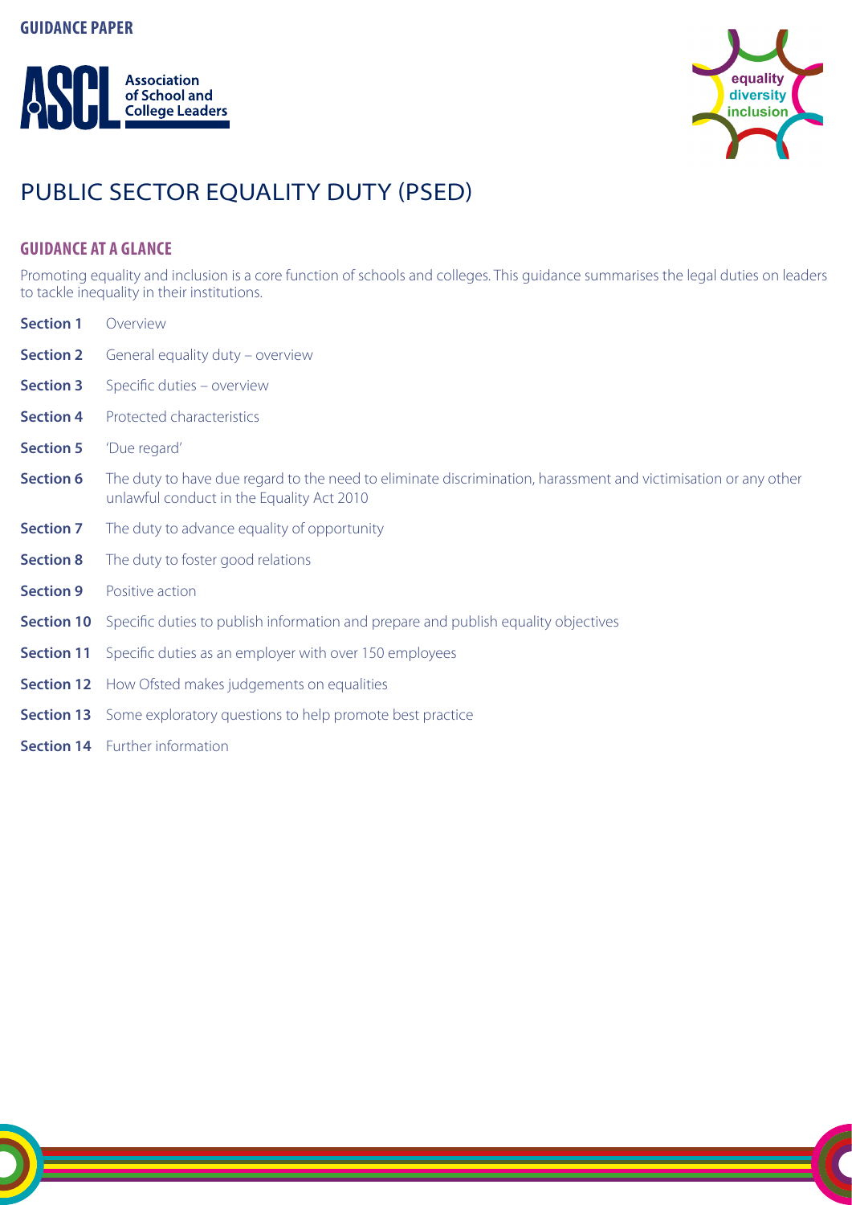**GUIDANCE PAPER**

# PUBLIC SECTOR EQUALITY DUTY (PSED)

## GUIDANCE AT A GLANCE

Promoting equality and inclusion is a core function of schools and colleges. This guidance summarises the legal duties on leaders to tackle inequality in their institutions.

**Section 1** Overview

**Section 2** General equality duty – overview

**Section 3** Specific duties – overview

**Section 4** Protected characteristics

**Section 5** 'Due regard'

**Section 6** The duty to have due regard to the need to eliminate discrimination, harassment and victimisation or any other unlawful conduct in the Equality Act 2010

**Section 7** The duty to advance equality of opportunity

**Section 8** The duty to foster good relations

**Section 9** Positive action

**Section 10** Specific duties to publish information and prepare and publish equality objectives

**Section 11** Specific duties as an employer with over 150 employees

**Section 12** How Ofsted makes judgements on equalities

**Section 13** Some exploratory questions to help promote best practice

**Section 14** Further information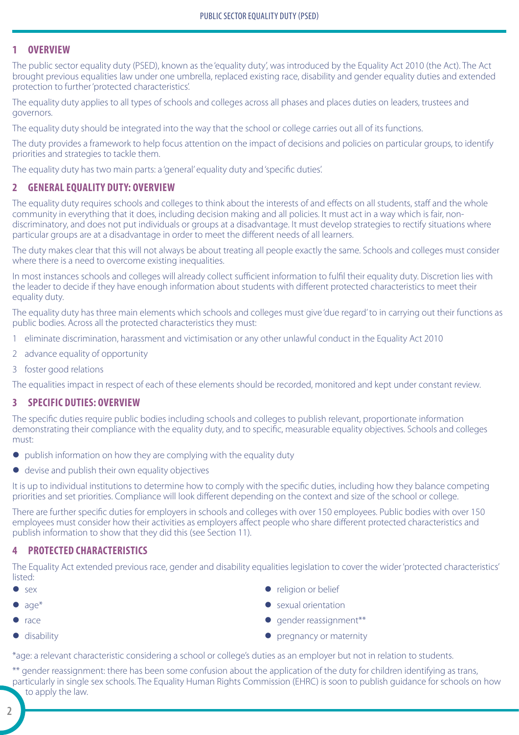## 1 OVERVIEW

The public sector equality duty (PSED), known as the 'equality duty', was introduced by the Equality Act 2010 (the Act). The Act brought previous equalities law under one umbrella, replaced existing race, disability and gender equality duties and extended protection to further 'protected characteristics'.

The equality duty applies to all types of schools and colleges across all phases and places duties on leaders, trustees and governors.

The equality duty should be integrated into the way that the school or college carries out all of its functions.

The duty provides a framework to help focus attention on the impact of decisions and policies on particular groups, to identify priorities and strategies to tackle them.

The equality duty has two main parts: a 'general' equality duty and 'specific duties'.

## 2 GENERAL EQUALITY DUTY: OVERVIEW

The equality duty requires schools and colleges to think about the interests of and effects on all students, staff and the whole community in everything that it does, including decision making and all policies. It must act in a way which is fair, non-discriminatory, and does not put individuals or groups at a disadvantage. It must develop strategies to rectify situations where particular groups are at a disadvantage in order to meet the different needs of all learners.

The duty makes clear that this will not always be about treating all people exactly the same. Schools and colleges must consider where there is a need to overcome existing inequalities.

In most instances schools and colleges will already collect sufficient information to fulfil their equality duty. Discretion lies with the leader to decide if they have enough information about students with different protected characteristics to meet their equality duty.

The equality duty has three main elements which schools and colleges must give 'due regard' to in carrying out their functions as public bodies. Across all the protected characteristics they must:

1. eliminate discrimination, harassment and victimisation or any other unlawful conduct in the Equality Act 2010
2. advance equality of opportunity
3. foster good relations

The equalities impact in respect of each of these elements should be recorded, monitored and kept under constant review.

## 3 SPECIFIC DUTIES: OVERVIEW

The specific duties require public bodies including schools and colleges to publish relevant, proportionate information demonstrating their compliance with the equality duty, and to specific, measurable equality objectives. Schools and colleges must:

- publish information on how they are complying with the equality duty
- devise and publish their own equality objectives

It is up to individual institutions to determine how to comply with the specific duties, including how they balance competing priorities and set priorities. Compliance will look different depending on the context and size of the school or college.

There are further specific duties for employers in schools and colleges with over 150 employees. Public bodies with over 150 employees must consider how their activities as employers affect people who share different protected characteristics and publish information to show that they did this (see Section 11).

## 4 PROTECTED CHARACTERISTICS

The Equality Act extended previous race, gender and disability equalities legislation to cover the wider 'protected characteristics' listed:

- sex
- age*
- race
- disability
- religion or belief
- sexual orientation
- gender reassignment**
- pregnancy or maternity

*age: a relevant characteristic considering a school or college's duties as an employer but not in relation to students.

** gender reassignment: there has been some confusion about the application of the duty for children identifying as trans, particularly in single sex schools. The Equality Human Rights Commission (EHRC) is soon to publish guidance for schools on how to apply the law.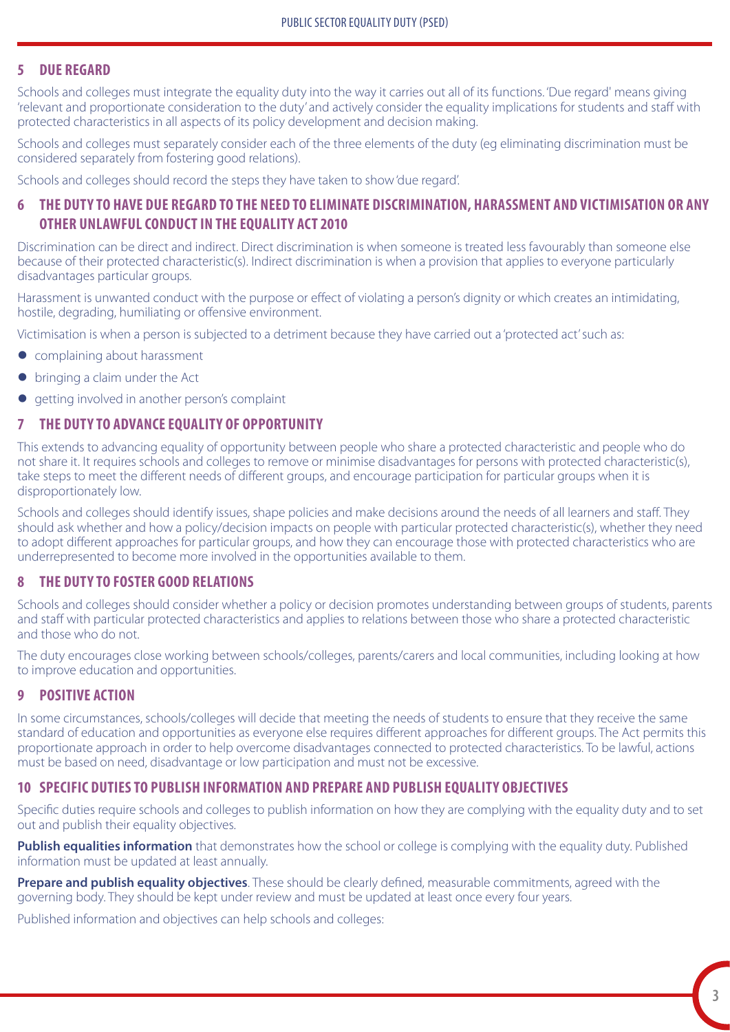## 5 DUE REGARD

Schools and colleges must integrate the equality duty into the way it carries out all of its functions. 'Due regard' means giving 'relevant and proportionate consideration to the duty' and actively consider the equality implications for students and staff with protected characteristics in all aspects of its policy development and decision making.

Schools and colleges must separately consider each of the three elements of the duty (eg eliminating discrimination must be considered separately from fostering good relations).

Schools and colleges should record the steps they have taken to show 'due regard'.

## 6 THE DUTY TO HAVE DUE REGARD TO THE NEED TO ELIMINATE DISCRIMINATION, HARASSMENT AND VICTIMISATION OR ANY OTHER UNLAWFUL CONDUCT IN THE EQUALITY ACT 2010

Discrimination can be direct and indirect. Direct discrimination is when someone is treated less favourably than someone else because of their protected characteristic(s). Indirect discrimination is when a provision that applies to everyone particularly disadvantages particular groups.

Harassment is unwanted conduct with the purpose or effect of violating a person's dignity or which creates an intimidating, hostile, degrading, humiliating or offensive environment.

Victimisation is when a person is subjected to a detriment because they have carried out a 'protected act' such as:

- complaining about harassment
- bringing a claim under the Act
- getting involved in another person's complaint

## 7 THE DUTY TO ADVANCE EQUALITY OF OPPORTUNITY

This extends to advancing equality of opportunity between people who share a protected characteristic and people who do not share it. It requires schools and colleges to remove or minimise disadvantages for persons with protected characteristic(s), take steps to meet the different needs of different groups, and encourage participation for particular groups when it is disproportionately low.

Schools and colleges should identify issues, shape policies and make decisions around the needs of all learners and staff. They should ask whether and how a policy/decision impacts on people with particular protected characteristic(s), whether they need to adopt different approaches for particular groups, and how they can encourage those with protected characteristics who are underrepresented to become more involved in the opportunities available to them.

## 8 THE DUTY TO FOSTER GOOD RELATIONS

Schools and colleges should consider whether a policy or decision promotes understanding between groups of students, parents and staff with particular protected characteristics and applies to relations between those who share a protected characteristic and those who do not.

The duty encourages close working between schools/colleges, parents/carers and local communities, including looking at how to improve education and opportunities.

## 9 POSITIVE ACTION

In some circumstances, schools/colleges will decide that meeting the needs of students to ensure that they receive the same standard of education and opportunities as everyone else requires different approaches for different groups. The Act permits this proportionate approach in order to help overcome disadvantages connected to protected characteristics. To be lawful, actions must be based on need, disadvantage or low participation and must not be excessive.

## 10 SPECIFIC DUTIES TO PUBLISH INFORMATION AND PREPARE AND PUBLISH EQUALITY OBJECTIVES

Specific duties require schools and colleges to publish information on how they are complying with the equality duty and to set out and publish their equality objectives.

**Publish equalities information** that demonstrates how the school or college is complying with the equality duty. Published information must be updated at least annually.

**Prepare and publish equality objectives**. These should be clearly defined, measurable commitments, agreed with the governing body. They should be kept under review and must be updated at least once every four years.

Published information and objectives can help schools and colleges: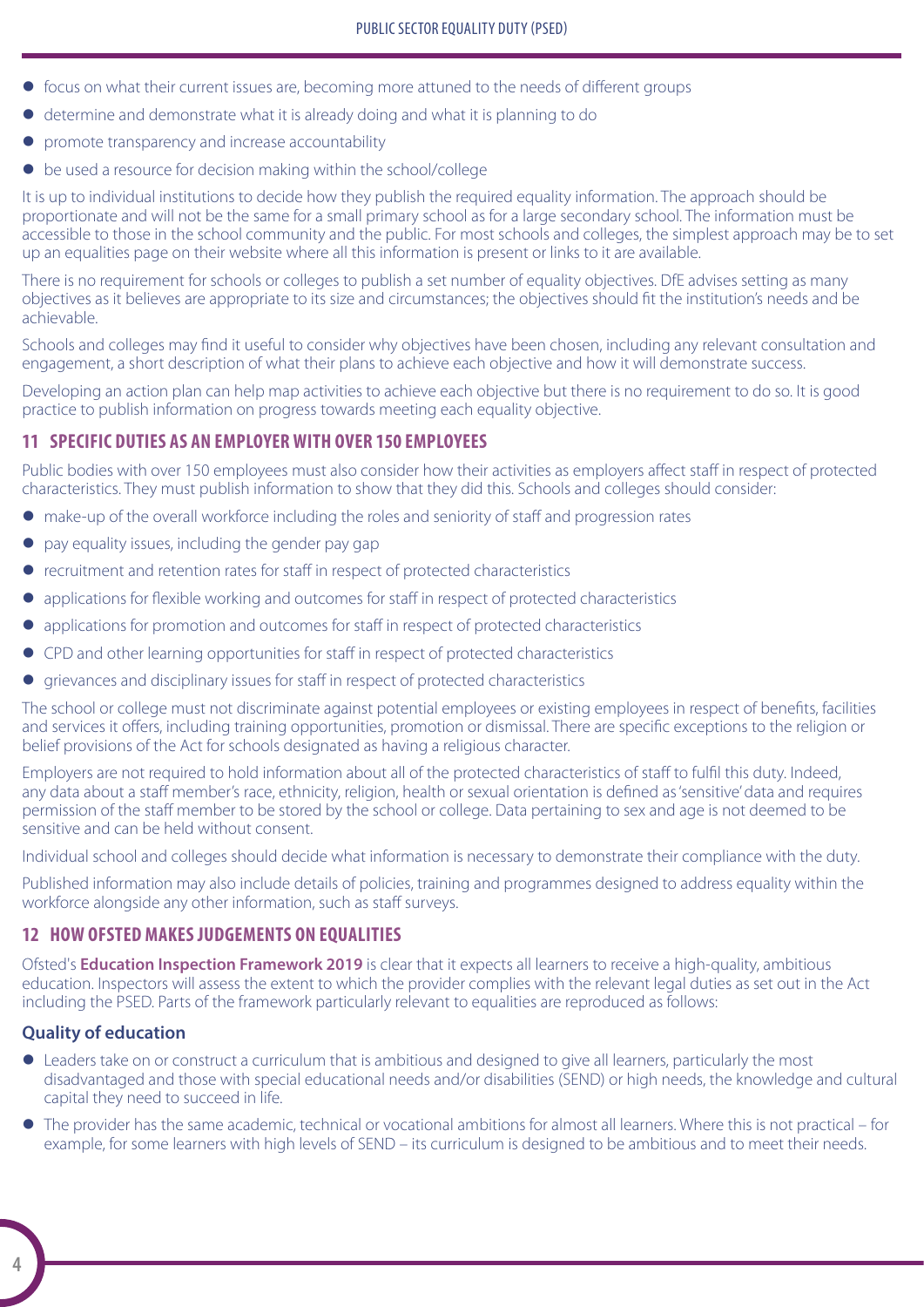- focus on what their current issues are, becoming more attuned to the needs of different groups
- determine and demonstrate what it is already doing and what it is planning to do
- promote transparency and increase accountability
- be used a resource for decision making within the school/college

It is up to individual institutions to decide how they publish the required equality information. The approach should be proportionate and will not be the same for a small primary school as for a large secondary school. The information must be accessible to those in the school community and the public. For most schools and colleges, the simplest approach may be to set up an equalities page on their website where all this information is present or links to it are available.

There is no requirement for schools or colleges to publish a set number of equality objectives. DfE advises setting as many objectives as it believes are appropriate to its size and circumstances; the objectives should fit the institution's needs and be achievable.

Schools and colleges may find it useful to consider why objectives have been chosen, including any relevant consultation and engagement, a short description of what their plans to achieve each objective and how it will demonstrate success.

Developing an action plan can help map activities to achieve each objective but there is no requirement to do so. It is good practice to publish information on progress towards meeting each equality objective.

## 11 SPECIFIC DUTIES AS AN EMPLOYER WITH OVER 150 EMPLOYEES

Public bodies with over 150 employees must also consider how their activities as employers affect staff in respect of protected characteristics. They must publish information to show that they did this. Schools and colleges should consider:

- make-up of the overall workforce including the roles and seniority of staff and progression rates
- pay equality issues, including the gender pay gap
- recruitment and retention rates for staff in respect of protected characteristics
- applications for flexible working and outcomes for staff in respect of protected characteristics
- applications for promotion and outcomes for staff in respect of protected characteristics
- CPD and other learning opportunities for staff in respect of protected characteristics
- grievances and disciplinary issues for staff in respect of protected characteristics

The school or college must not discriminate against potential employees or existing employees in respect of benefits, facilities and services it offers, including training opportunities, promotion or dismissal. There are specific exceptions to the religion or belief provisions of the Act for schools designated as having a religious character.

Employers are not required to hold information about all of the protected characteristics of staff to fulfil this duty. Indeed, any data about a staff member's race, ethnicity, religion, health or sexual orientation is defined as 'sensitive' data and requires permission of the staff member to be stored by the school or college. Data pertaining to sex and age is not deemed to be sensitive and can be held without consent.

Individual school and colleges should decide what information is necessary to demonstrate their compliance with the duty.

Published information may also include details of policies, training and programmes designed to address equality within the workforce alongside any other information, such as staff surveys.

## 12 HOW OFSTED MAKES JUDGEMENTS ON EQUALITIES

Ofsted's **Education Inspection Framework 2019** is clear that it expects all learners to receive a high-quality, ambitious education. Inspectors will assess the extent to which the provider complies with the relevant legal duties as set out in the Act including the PSED. Parts of the framework particularly relevant to equalities are reproduced as follows:

### Quality of education

- Leaders take on or construct a curriculum that is ambitious and designed to give all learners, particularly the most disadvantaged and those with special educational needs and/or disabilities (SEND) or high needs, the knowledge and cultural capital they need to succeed in life.
- The provider has the same academic, technical or vocational ambitions for almost all learners. Where this is not practical – for example, for some learners with high levels of SEND – its curriculum is designed to be ambitious and to meet their needs.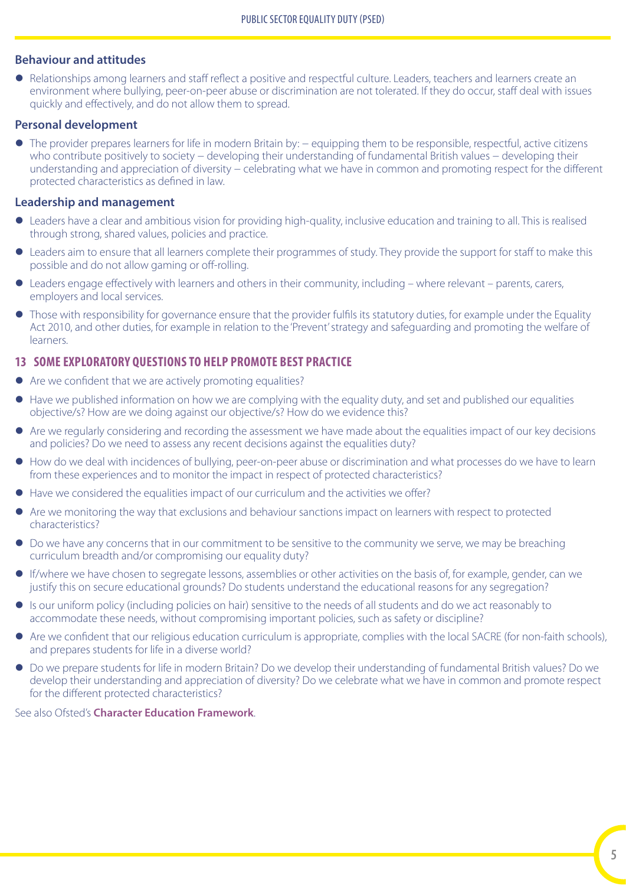### Behaviour and attitudes

- Relationships among learners and staff reflect a positive and respectful culture. Leaders, teachers and learners create an environment where bullying, peer-on-peer abuse or discrimination are not tolerated. If they do occur, staff deal with issues quickly and effectively, and do not allow them to spread.

### Personal development

- The provider prepares learners for life in modern Britain by: – equipping them to be responsible, respectful, active citizens who contribute positively to society – developing their understanding of fundamental British values – developing their understanding and appreciation of diversity – celebrating what we have in common and promoting respect for the different protected characteristics as defined in law.

### Leadership and management

- Leaders have a clear and ambitious vision for providing high-quality, inclusive education and training to all. This is realised through strong, shared values, policies and practice.
- Leaders aim to ensure that all learners complete their programmes of study. They provide the support for staff to make this possible and do not allow gaming or off-rolling.
- Leaders engage effectively with learners and others in their community, including – where relevant – parents, carers, employers and local services.
- Those with responsibility for governance ensure that the provider fulfils its statutory duties, for example under the Equality Act 2010, and other duties, for example in relation to the 'Prevent' strategy and safeguarding and promoting the welfare of learners.

## 13 SOME EXPLORATORY QUESTIONS TO HELP PROMOTE BEST PRACTICE

- Are we confident that we are actively promoting equalities?
- Have we published information on how we are complying with the equality duty, and set and published our equalities objective/s? How are we doing against our objective/s? How do we evidence this?
- Are we regularly considering and recording the assessment we have made about the equalities impact of our key decisions and policies? Do we need to assess any recent decisions against the equalities duty?
- How do we deal with incidences of bullying, peer-on-peer abuse or discrimination and what processes do we have to learn from these experiences and to monitor the impact in respect of protected characteristics?
- Have we considered the equalities impact of our curriculum and the activities we offer?
- Are we monitoring the way that exclusions and behaviour sanctions impact on learners with respect to protected characteristics?
- Do we have any concerns that in our commitment to be sensitive to the community we serve, we may be breaching curriculum breadth and/or compromising our equality duty?
- If/where we have chosen to segregate lessons, assemblies or other activities on the basis of, for example, gender, can we justify this on secure educational grounds? Do students understand the educational reasons for any segregation?
- Is our uniform policy (including policies on hair) sensitive to the needs of all students and do we act reasonably to accommodate these needs, without compromising important policies, such as safety or discipline?
- Are we confident that our religious education curriculum is appropriate, complies with the local SACRE (for non-faith schools), and prepares students for life in a diverse world?
- Do we prepare students for life in modern Britain? Do we develop their understanding of fundamental British values? Do we develop their understanding and appreciation of diversity? Do we celebrate what we have in common and promote respect for the different protected characteristics?

See also Ofsted's **Character Education Framework**.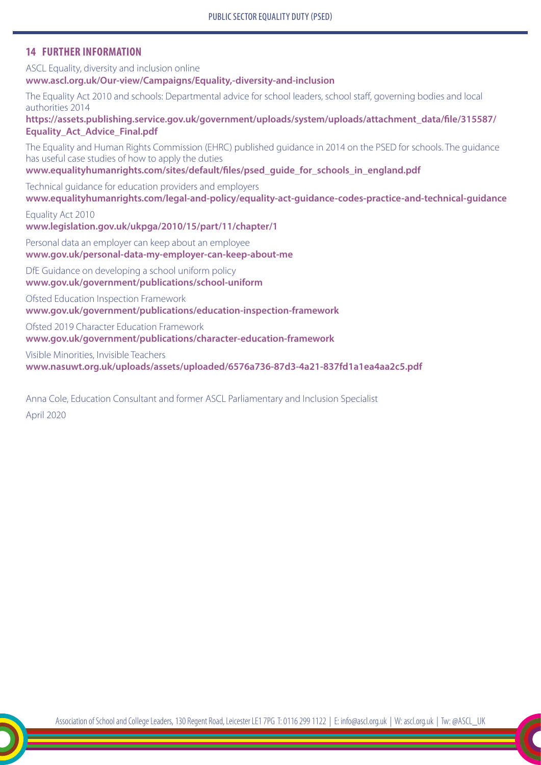## 14 FURTHER INFORMATION

ASCL Equality, diversity and inclusion online
**www.ascl.org.uk/Our-view/Campaigns/Equality,-diversity-and-inclusion**

The Equality Act 2010 and schools: Departmental advice for school leaders, school staff, governing bodies and local authorities 2014
**https://assets.publishing.service.gov.uk/government/uploads/system/uploads/attachment_data/file/315587/Equality_Act_Advice_Final.pdf**

The Equality and Human Rights Commission (EHRC) published guidance in 2014 on the PSED for schools. The guidance has useful case studies of how to apply the duties
**www.equalityhumanrights.com/sites/default/files/psed_guide_for_schools_in_england.pdf**

Technical guidance for education providers and employers
**www.equalityhumanrights.com/legal-and-policy/equality-act-guidance-codes-practice-and-technical-guidance**

Equality Act 2010
**www.legislation.gov.uk/ukpga/2010/15/part/11/chapter/1**

Personal data an employer can keep about an employee
**www.gov.uk/personal-data-my-employer-can-keep-about-me**

DfE Guidance on developing a school uniform policy
**www.gov.uk/government/publications/school-uniform**

Ofsted Education Inspection Framework
**www.gov.uk/government/publications/education-inspection-framework**

Ofsted 2019 Character Education Framework
**www.gov.uk/government/publications/character-education-framework**

Visible Minorities, Invisible Teachers
**www.nasuwt.org.uk/uploads/assets/uploaded/6576a736-87d3-4a21-837fd1a1ea4aa2c5.pdf**

Anna Cole, Education Consultant and former ASCL Parliamentary and Inclusion Specialist

April 2020